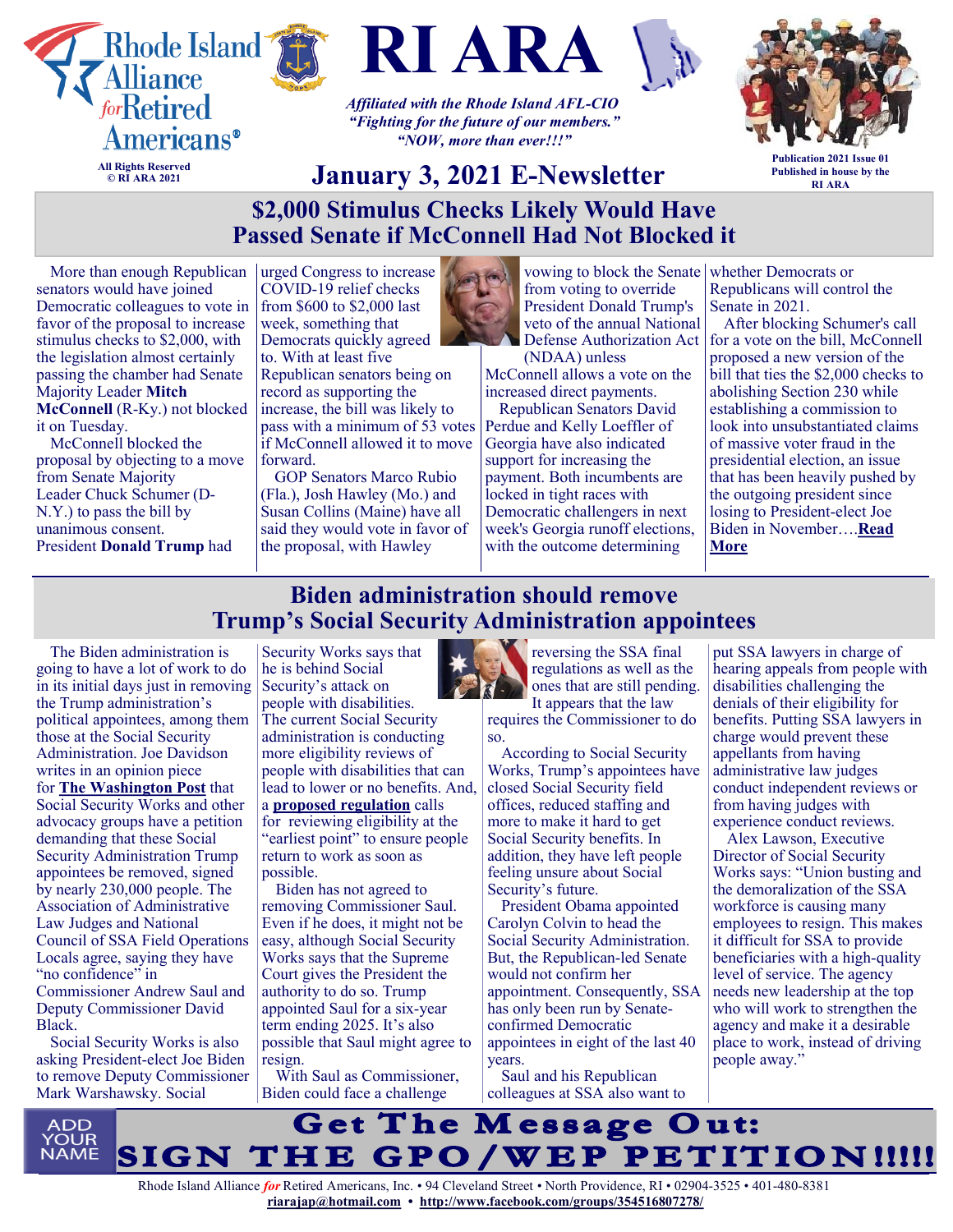# RI ARA

Rhode Island Alliance *for* Retired Americans®

All Rights Reserved
© RI ARA 2021

*Affiliated with the Rhode Island AFL-CIO*
*"Fighting for the future of our members."*
*"NOW, more than ever!!!"*

## January 3, 2021 E-Newsletter

Publication 2021 Issue 01
Published in house by the RI ARA

## $2,000 Stimulus Checks Likely Would Have Passed Senate if McConnell Had Not Blocked it

More than enough Republican senators would have joined Democratic colleagues to vote in favor of the proposal to increase stimulus checks to $2,000, with the legislation almost certainly passing the chamber had Senate Majority Leader **Mitch McConnell** (R-Ky.) not blocked it on Tuesday.

McConnell blocked the proposal by objecting to a move from Senate Majority Leader Chuck Schumer (D-N.Y.) to pass the bill by unanimous consent.

President **Donald Trump** had urged Congress to increase COVID-19 relief checks from $600 to $2,000 last week, something that Democrats quickly agreed to. With at least five Republican senators being on record as supporting the increase, the bill was likely to pass with a minimum of 53 votes if McConnell allowed it to move forward.

GOP Senators Marco Rubio (Fla.), Josh Hawley (Mo.) and Susan Collins (Maine) have all said they would vote in favor of the proposal, with Hawley vowing to block the Senate from voting to override President Donald Trump's veto of the annual National Defense Authorization Act (NDAA) unless McConnell allows a vote on the increased direct payments.

Republican Senators David Perdue and Kelly Loeffler of Georgia have also indicated support for increasing the payment. Both incumbents are locked in tight races with Democratic challengers in next week's Georgia runoff elections, with the outcome determining whether Democrats or Republicans will control the Senate in 2021.

After blocking Schumer's call for a vote on the bill, McConnell proposed a new version of the bill that ties the $2,000 checks to abolishing Section 230 while establishing a commission to look into unsubstantiated claims of massive voter fraud in the presidential election, an issue that has been heavily pushed by the outgoing president since losing to President-elect Joe Biden in November….**Read More**

## Biden administration should remove Trump's Social Security Administration appointees

The Biden administration is going to have a lot of work to do in its initial days just in removing the Trump administration's political appointees, among them those at the Social Security Administration. Joe Davidson writes in an opinion piece for **The Washington Post** that Social Security Works and other advocacy groups have a petition demanding that these Social Security Administration Trump appointees be removed, signed by nearly 230,000 people. The Association of Administrative Law Judges and National Council of SSA Field Operations Locals agree, saying they have "no confidence" in Commissioner Andrew Saul and Deputy Commissioner David Black.

Social Security Works is also asking President-elect Joe Biden to remove Deputy Commissioner Mark Warshawsky. Social Security Works says that he is behind Social Security's attack on people with disabilities. The current Social Security administration is conducting more eligibility reviews of people with disabilities that can lead to lower or no benefits. And, a **proposed regulation** calls for reviewing eligibility at the "earliest point" to ensure people return to work as soon as possible.

Biden has not agreed to removing Commissioner Saul. Even if he does, it might not be easy, although Social Security Works says that the Supreme Court gives the President the authority to do so. Trump appointed Saul for a six-year term ending 2025. It's also possible that Saul might agree to resign.

With Saul as Commissioner, Biden could face a challenge reversing the SSA final regulations as well as the ones that are still pending. It appears that the law requires the Commissioner to do so.

According to Social Security Works, Trump's appointees have closed Social Security field offices, reduced staffing and more to make it hard to get Social Security benefits. In addition, they have left people feeling unsure about Social Security's future.

President Obama appointed Carolyn Colvin to head the Social Security Administration. But, the Republican-led Senate would not confirm her appointment. Consequently, SSA has only been run by Senate-confirmed Democratic appointees in eight of the last 40 years.

Saul and his Republican colleagues at SSA also want to put SSA lawyers in charge of hearing appeals from people with disabilities challenging the denials of their eligibility for benefits. Putting SSA lawyers in charge would prevent these appellants from having administrative law judges conduct independent reviews or from having judges with experience conduct reviews.

Alex Lawson, Executive Director of Social Security Works says: "Union busting and the demoralization of the SSA workforce is causing many employees to resign. This makes it difficult for SSA to provide beneficiaries with a high-quality level of service. The agency needs new leadership at the top who will work to strengthen the agency and make it a desirable place to work, instead of driving people away."

ADD YOUR NAME

## Get The Message Out: SIGN THE GPO/WEP PETITION!!!!!

Rhode Island Alliance *for* Retired Americans, Inc. • 94 Cleveland Street • North Providence, RI • 02904-3525 • 401-480-8381
**riarajap@hotmail.com** • **http://www.facebook.com/groups/354516807278/**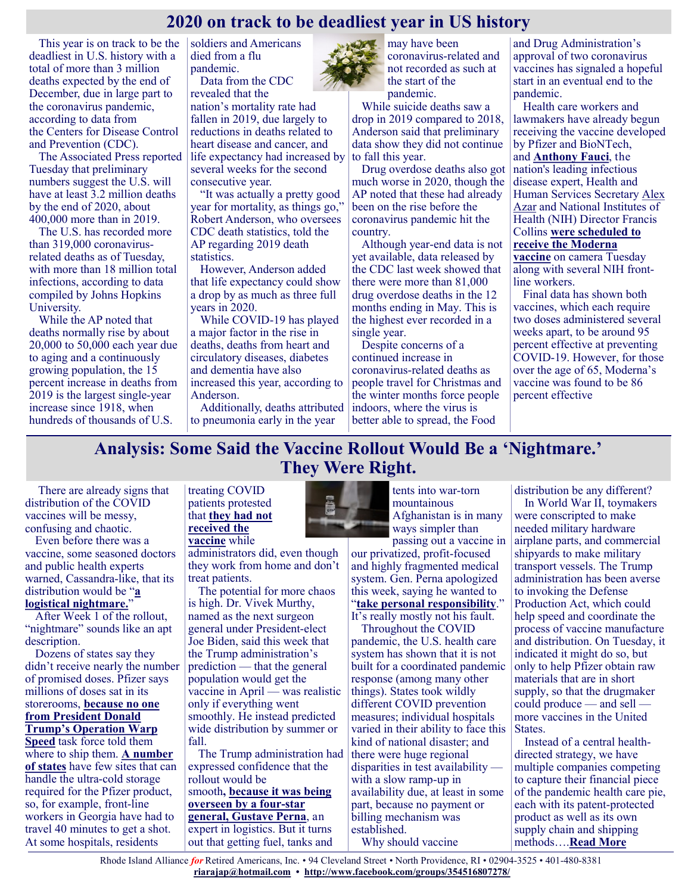## 2020 on track to be deadliest year in US history

This year is on track to be the deadliest in U.S. history with a total of more than 3 million deaths expected by the end of December, due in large part to the coronavirus pandemic, according to data from the Centers for Disease Control and Prevention (CDC).

The Associated Press reported Tuesday that preliminary numbers suggest the U.S. will have at least 3.2 million deaths by the end of 2020, about 400,000 more than in 2019.

The U.S. has recorded more than 319,000 coronavirus-related deaths as of Tuesday, with more than 18 million total infections, according to data compiled by Johns Hopkins University.

While the AP noted that deaths normally rise by about 20,000 to 50,000 each year due to aging and a continuously growing population, the 15 percent increase in deaths from 2019 is the largest single-year increase since 1918, when hundreds of thousands of U.S. soldiers and Americans died from a flu pandemic.

Data from the CDC revealed that the nation's mortality rate had fallen in 2019, due largely to reductions in deaths related to heart disease and cancer, and life expectancy had increased by several weeks for the second consecutive year.

"It was actually a pretty good year for mortality, as things go," Robert Anderson, who oversees CDC death statistics, told the AP regarding 2019 death statistics.

However, Anderson added that life expectancy could show a drop by as much as three full years in 2020.

While COVID-19 has played a major factor in the rise in deaths, deaths from heart and circulatory diseases, diabetes and dementia have also increased this year, according to Anderson.

Additionally, deaths attributed to pneumonia early in the year may have been coronavirus-related and not recorded as such at the start of the pandemic.

While suicide deaths saw a drop in 2019 compared to 2018, Anderson said that preliminary data show they did not continue to fall this year.

Drug overdose deaths also got much worse in 2020, though the AP noted that these had already been on the rise before the coronavirus pandemic hit the country.

Although year-end data is not yet available, data released by the CDC last week showed that there were more than 81,000 drug overdose deaths in the 12 months ending in May. This is the highest ever recorded in a single year.

Despite concerns of a continued increase in coronavirus-related deaths as people travel for Christmas and the winter months force people indoors, where the virus is better able to spread, the Food and Drug Administration's approval of two coronavirus vaccines has signaled a hopeful start in an eventual end to the pandemic.

Health care workers and lawmakers have already begun receiving the vaccine developed by Pfizer and BioNTech, and **Anthony Fauci**, the nation's leading infectious disease expert, Health and Human Services Secretary Alex Azar and National Institutes of Health (NIH) Director Francis Collins **were scheduled to receive the Moderna vaccine** on camera Tuesday along with several NIH front-line workers.

Final data has shown both vaccines, which each require two doses administered several weeks apart, to be around 95 percent effective at preventing COVID-19. However, for those over the age of 65, Moderna's vaccine was found to be 86 percent effective

## Analysis: Some Said the Vaccine Rollout Would Be a 'Nightmare.' They Were Right.

There are already signs that distribution of the COVID vaccines will be messy, confusing and chaotic.

Even before there was a vaccine, some seasoned doctors and public health experts warned, Cassandra-like, that its distribution would be "**a logistical nightmare.**"

After Week 1 of the rollout, "nightmare" sounds like an apt description.

Dozens of states say they didn't receive nearly the number of promised doses. Pfizer says millions of doses sat in its storerooms, **because no one from President Donald Trump's Operation Warp Speed** task force told them where to ship them. **A number of states** have few sites that can handle the ultra-cold storage required for the Pfizer product, so, for example, front-line workers in Georgia have had to travel 40 minutes to get a shot. At some hospitals, residents treating COVID patients protested that **they had not received the vaccine** while administrators did, even though they work from home and don't treat patients.

The potential for more chaos is high. Dr. Vivek Murthy, named as the next surgeon general under President-elect Joe Biden, said this week that the Trump administration's prediction — that the general population would get the vaccine in April — was realistic only if everything went smoothly. He instead predicted wide distribution by summer or fall.

The Trump administration had expressed confidence that the rollout would be smooth**, because it was being overseen by a four-star general, Gustave Perna**, an expert in logistics. But it turns out that getting fuel, tanks and tents into war-torn mountainous Afghanistan is in many ways simpler than passing out a vaccine in our privatized, profit-focused and highly fragmented medical system. Gen. Perna apologized this week, saying he wanted to "**take personal responsibility**." It's really mostly not his fault.

Throughout the COVID pandemic, the U.S. health care system has shown that it is not built for a coordinated pandemic response (among many other things). States took wildly different COVID prevention measures; individual hospitals varied in their ability to face this kind of national disaster; and there were huge regional disparities in test availability — with a slow ramp-up in availability due, at least in some part, because no payment or billing mechanism was established.

Why should vaccine distribution be any different?

In World War II, toymakers were conscripted to make needed military hardware airplane parts, and commercial shipyards to make military transport vessels. The Trump administration has been averse to invoking the Defense Production Act, which could help speed and coordinate the process of vaccine manufacture and distribution. On Tuesday, it indicated it might do so, but only to help Pfizer obtain raw materials that are in short supply, so that the drugmaker could produce — and sell — more vaccines in the United States.

Instead of a central health-directed strategy, we have multiple companies competing to capture their financial piece of the pandemic health care pie, each with its patent-protected product as well as its own supply chain and shipping methods….**Read More**

Rhode Island Alliance *for* Retired Americans, Inc. • 94 Cleveland Street • North Providence, RI • 02904-3525 • 401-480-8381
**riarajap@hotmail.com** • **http://www.facebook.com/groups/354516807278/**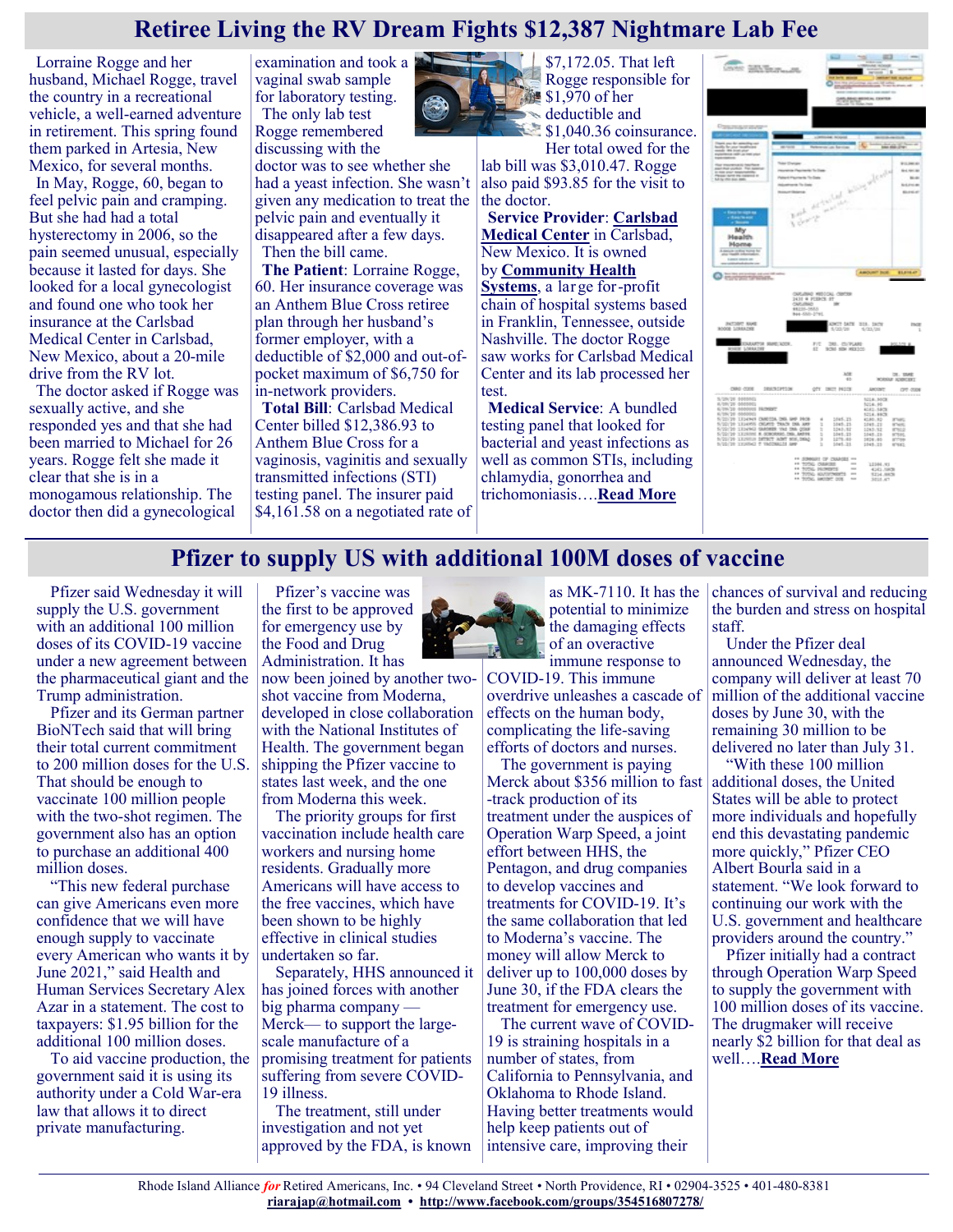# Retiree Living the RV Dream Fights $12,387 Nightmare Lab Fee

Lorraine Rogge and her husband, Michael Rogge, travel the country in a recreational vehicle, a well-earned adventure in retirement. This spring found them parked in Artesia, New Mexico, for several months.

In May, Rogge, 60, began to feel pelvic pain and cramping. But she had had a total hysterectomy in 2006, so the pain seemed unusual, especially because it lasted for days. She looked for a local gynecologist and found one who took her insurance at the Carlsbad Medical Center in Carlsbad, New Mexico, about a 20-mile drive from the RV lot.

The doctor asked if Rogge was sexually active, and she responded yes and that she had been married to Michael for 26 years. Rogge felt she made it clear that she is in a monogamous relationship. The doctor then did a gynecological examination and took a vaginal swab sample for laboratory testing.

The only lab test Rogge remembered discussing with the doctor was to see whether she had a yeast infection. She wasn't given any medication to treat the pelvic pain and eventually it disappeared after a few days.

Then the bill came.

**The Patient**: Lorraine Rogge, 60. Her insurance coverage was an Anthem Blue Cross retiree plan through her husband's former employer, with a deductible of $2,000 and out-of-pocket maximum of $6,750 for in-network providers.

**Total Bill**: Carlsbad Medical Center billed $12,386.93 to Anthem Blue Cross for a vaginosis, vaginitis and sexually transmitted infections (STI) testing panel. The insurer paid $4,161.58 on a negotiated rate of $7,172.05. That left Rogge responsible for $1,970 of her deductible and $1,040.36 coinsurance. Her total owed for the lab bill was $3,010.47. Rogge also paid $93.85 for the visit to the doctor.

**Service Provider**: **Carlsbad Medical Center** in Carlsbad, New Mexico. It is owned by **Community Health Systems**, a large for-profit chain of hospital systems based in Franklin, Tennessee, outside Nashville. The doctor Rogge saw works for Carlsbad Medical Center and its lab processed her test.

**Medical Service**: A bundled testing panel that looked for bacterial and yeast infections as well as common STIs, including chlamydia, gonorrhea and trichomoniasis….**Read More**

# Pfizer to supply US with additional 100M doses of vaccine

Pfizer said Wednesday it will supply the U.S. government with an additional 100 million doses of its COVID-19 vaccine under a new agreement between the pharmaceutical giant and the Trump administration.

Pfizer and its German partner BioNTech said that will bring their total current commitment to 200 million doses for the U.S. That should be enough to vaccinate 100 million people with the two-shot regimen. The government also has an option to purchase an additional 400 million doses.

"This new federal purchase can give Americans even more confidence that we will have enough supply to vaccinate every American who wants it by June 2021," said Health and Human Services Secretary Alex Azar in a statement. The cost to taxpayers: $1.95 billion for the additional 100 million doses.

To aid vaccine production, the government said it is using its authority under a Cold War-era law that allows it to direct private manufacturing.

Pfizer's vaccine was the first to be approved for emergency use by the Food and Drug Administration. It has now been joined by another two-shot vaccine from Moderna, developed in close collaboration with the National Institutes of Health. The government began shipping the Pfizer vaccine to states last week, and the one from Moderna this week.

The priority groups for first vaccination include health care workers and nursing home residents. Gradually more Americans will have access to the free vaccines, which have been shown to be highly effective in clinical studies undertaken so far.

Separately, HHS announced it has joined forces with another big pharma company — Merck— to support the large-scale manufacture of a promising treatment for patients suffering from severe COVID-19 illness.

The treatment, still under investigation and not yet approved by the FDA, is known as MK-7110. It has the potential to minimize the damaging effects of an overactive immune response to COVID-19. This immune overdrive unleashes a cascade of effects on the human body, complicating the life-saving efforts of doctors and nurses.

The government is paying Merck about $356 million to fast-track production of its treatment under the auspices of Operation Warp Speed, a joint effort between HHS, the Pentagon, and drug companies to develop vaccines and treatments for COVID-19. It's the same collaboration that led to Moderna's vaccine. The money will allow Merck to deliver up to 100,000 doses by June 30, if the FDA clears the treatment for emergency use.

The current wave of COVID-19 is straining hospitals in a number of states, from California to Pennsylvania, and Oklahoma to Rhode Island. Having better treatments would help keep patients out of intensive care, improving their chances of survival and reducing the burden and stress on hospital staff.

Under the Pfizer deal announced Wednesday, the company will deliver at least 70 million of the additional vaccine doses by June 30, with the remaining 30 million to be delivered no later than July 31.

"With these 100 million additional doses, the United States will be able to protect more individuals and hopefully end this devastating pandemic more quickly," Pfizer CEO Albert Bourla said in a statement. "We look forward to continuing our work with the U.S. government and healthcare providers around the country."

Pfizer initially had a contract through Operation Warp Speed to supply the government with 100 million doses of its vaccine. The drugmaker will receive nearly $2 billion for that deal as well….**Read More**

Rhode Island Alliance *for* Retired Americans, Inc. • 94 Cleveland Street • North Providence, RI • 02904-3525 • 401-480-8381
**riarajap@hotmail.com** • **http://www.facebook.com/groups/354516807278/**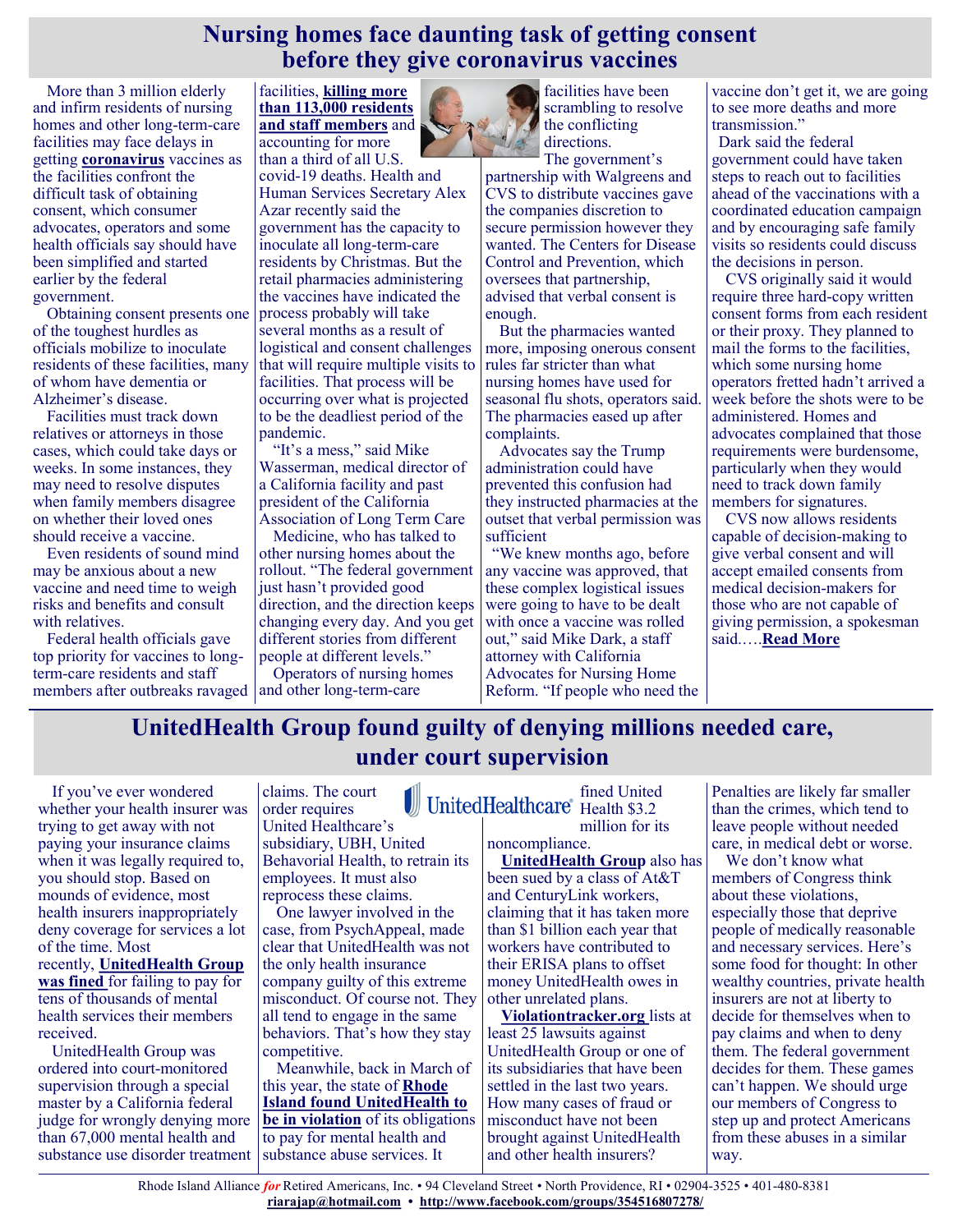# Nursing homes face daunting task of getting consent before they give coronavirus vaccines

More than 3 million elderly and infirm residents of nursing homes and other long-term-care facilities may face delays in getting **coronavirus** vaccines as the facilities confront the difficult task of obtaining consent, which consumer advocates, operators and some health officials say should have been simplified and started earlier by the federal government.

Obtaining consent presents one of the toughest hurdles as officials mobilize to inoculate residents of these facilities, many of whom have dementia or Alzheimer's disease.

Facilities must track down relatives or attorneys in those cases, which could take days or weeks. In some instances, they may need to resolve disputes when family members disagree on whether their loved ones should receive a vaccine.

Even residents of sound mind may be anxious about a new vaccine and need time to weigh risks and benefits and consult with relatives.

Federal health officials gave top priority for vaccines to long-term-care residents and staff members after outbreaks ravaged facilities, **killing more than 113,000 residents and staff members** and accounting for more than a third of all U.S. covid-19 deaths. Health and Human Services Secretary Alex Azar recently said the government has the capacity to inoculate all long-term-care residents by Christmas. But the retail pharmacies administering the vaccines have indicated the process probably will take several months as a result of logistical and consent challenges that will require multiple visits to facilities. That process will be occurring over what is projected to be the deadliest period of the pandemic.

"It's a mess," said Mike Wasserman, medical director of a California facility and past president of the California Association of Long Term Care Medicine, who has talked to other nursing homes about the rollout. "The federal government just hasn't provided good direction, and the direction keeps changing every day. And you get different stories from different people at different levels."

Operators of nursing homes and other long-term-care facilities have been scrambling to resolve the conflicting directions.

The government's partnership with Walgreens and CVS to distribute vaccines gave the companies discretion to secure permission however they wanted. The Centers for Disease Control and Prevention, which oversees that partnership, advised that verbal consent is enough.

But the pharmacies wanted more, imposing onerous consent rules far stricter than what nursing homes have used for seasonal flu shots, operators said. The pharmacies eased up after complaints.

Advocates say the Trump administration could have prevented this confusion had they instructed pharmacies at the outset that verbal permission was sufficient

"We knew months ago, before any vaccine was approved, that these complex logistical issues were going to have to be dealt with once a vaccine was rolled out," said Mike Dark, a staff attorney with California Advocates for Nursing Home Reform. "If people who need the vaccine don't get it, we are going to see more deaths and more transmission."

Dark said the federal government could have taken steps to reach out to facilities ahead of the vaccinations with a coordinated education campaign and by encouraging safe family visits so residents could discuss the decisions in person.

CVS originally said it would require three hard-copy written consent forms from each resident or their proxy. They planned to mail the forms to the facilities, which some nursing home operators fretted hadn't arrived a week before the shots were to be administered. Homes and advocates complained that those requirements were burdensome, particularly when they would need to track down family members for signatures.

CVS now allows residents capable of decision-making to give verbal consent and will accept emailed consents from medical decision-makers for those who are not capable of giving permission, a spokesman said.….**Read More**

# UnitedHealth Group found guilty of denying millions needed care, under court supervision

If you've ever wondered whether your health insurer was trying to get away with not paying your insurance claims when it was legally required to, you should stop. Based on mounds of evidence, most health insurers inappropriately deny coverage for services a lot of the time. Most recently, **UnitedHealth Group was fined** for failing to pay for tens of thousands of mental health services their members received.

UnitedHealth Group was ordered into court-monitored supervision through a special master by a California federal judge for wrongly denying more than 67,000 mental health and substance use disorder treatment claims. The court order requires United Healthcare's subsidiary, UBH, United Behavorial Health, to retrain its employees. It must also reprocess these claims.

One lawyer involved in the case, from PsychAppeal, made clear that UnitedHealth was not the only health insurance company guilty of this extreme misconduct. Of course not. They all tend to engage in the same behaviors. That's how they stay competitive.

Meanwhile, back in March of this year, the state of **Rhode Island found UnitedHealth to be in violation** of its obligations to pay for mental health and substance abuse services. It fined United Health $3.2 million for its noncompliance.

**UnitedHealth Group** also has been sued by a class of At&T and CenturyLink workers, claiming that it has taken more than $1 billion each year that workers have contributed to their ERISA plans to offset money UnitedHealth owes in other unrelated plans.

**Violationtracker.org** lists at least 25 lawsuits against UnitedHealth Group or one of its subsidiaries that have been settled in the last two years. How many cases of fraud or misconduct have not been brought against UnitedHealth and other health insurers? Penalties are likely far smaller than the crimes, which tend to leave people without needed care, in medical debt or worse.

We don't know what members of Congress think about these violations, especially those that deprive people of medically reasonable and necessary services. Here's some food for thought: In other wealthy countries, private health insurers are not at liberty to decide for themselves when to pay claims and when to deny them. The federal government decides for them. These games can't happen. We should urge our members of Congress to step up and protect Americans from these abuses in a similar way.

Rhode Island Alliance *for* Retired Americans, Inc. • 94 Cleveland Street • North Providence, RI • 02904-3525 • 401-480-8381
**riarajap@hotmail.com** • **http://www.facebook.com/groups/354516807278/**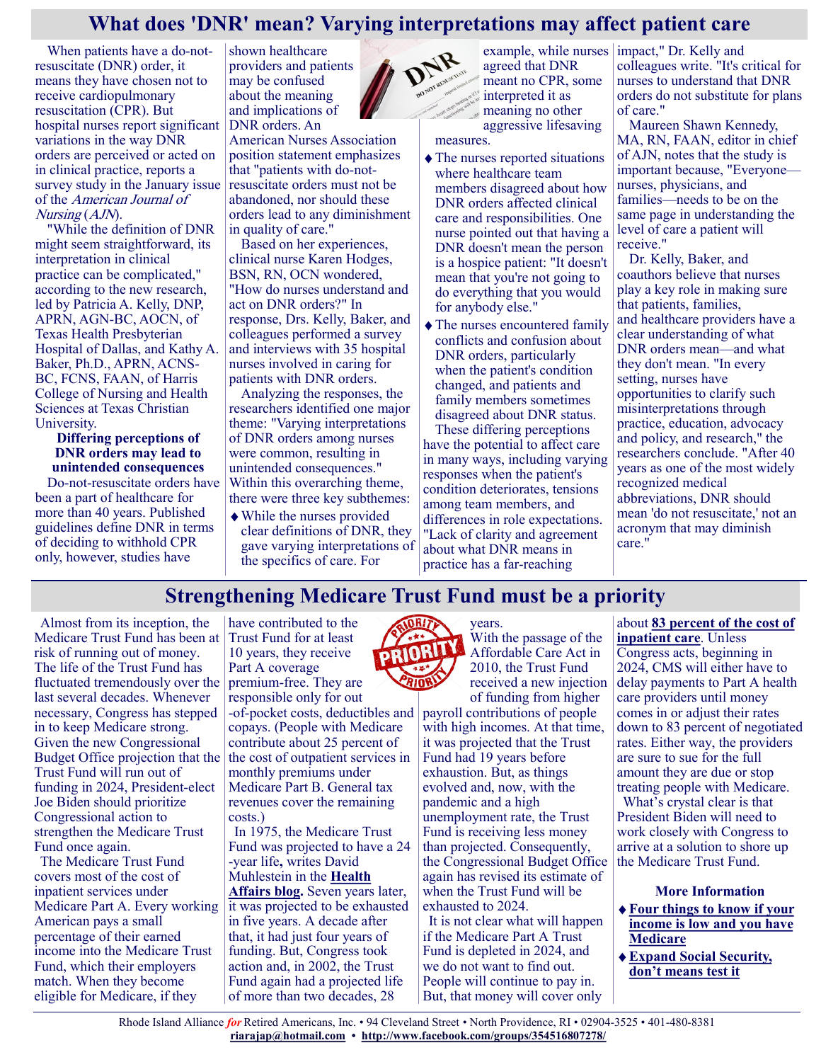# What does 'DNR' mean? Varying interpretations may affect patient care

When patients have a do-not-resuscitate (DNR) order, it means they have chosen not to receive cardiopulmonary resuscitation (CPR). But hospital nurses report significant variations in the way DNR orders are perceived or acted on in clinical practice, reports a survey study in the January issue of the *American Journal of Nursing* (*AJN*).

"While the definition of DNR might seem straightforward, its interpretation in clinical practice can be complicated," according to the new research, led by Patricia A. Kelly, DNP, APRN, AGN-BC, AOCN, of Texas Health Presbyterian Hospital of Dallas, and Kathy A. Baker, Ph.D., APRN, ACNS-BC, FCNS, FAAN, of Harris College of Nursing and Health Sciences at Texas Christian University.

### Differing perceptions of DNR orders may lead to unintended consequences

Do-not-resuscitate orders have been a part of healthcare for more than 40 years. Published guidelines define DNR in terms of deciding to withhold CPR only, however, studies have shown healthcare providers and patients may be confused about the meaning and implications of DNR orders. An American Nurses Association position statement emphasizes that "patients with do-not-resuscitate orders must not be abandoned, nor should these orders lead to any diminishment in quality of care."

Based on her experiences, clinical nurse Karen Hodges, BSN, RN, OCN wondered, "How do nurses understand and act on DNR orders?" In response, Drs. Kelly, Baker, and colleagues performed a survey and interviews with 35 hospital nurses involved in caring for patients with DNR orders.

Analyzing the responses, the researchers identified one major theme: "Varying interpretations of DNR orders among nurses were common, resulting in unintended consequences." Within this overarching theme, there were three key subthemes:

- While the nurses provided clear definitions of DNR, they gave varying interpretations of the specifics of care. For example, while nurses agreed that DNR meant no CPR, some interpreted it as meaning no other aggressive lifesaving measures.
- The nurses reported situations where healthcare team members disagreed about how DNR orders affected clinical care and responsibilities. One nurse pointed out that having a DNR doesn't mean the person is a hospice patient: "It doesn't mean that you're not going to do everything that you would for anybody else."
- The nurses encountered family conflicts and confusion about DNR orders, particularly when the patient's condition changed, and patients and family members sometimes disagreed about DNR status.

These differing perceptions have the potential to affect care in many ways, including varying responses when the patient's condition deteriorates, tensions among team members, and differences in role expectations. "Lack of clarity and agreement about what DNR means in practice has a far-reaching impact," Dr. Kelly and colleagues write. "It's critical for nurses to understand that DNR orders do not substitute for plans of care."

Maureen Shawn Kennedy, MA, RN, FAAN, editor in chief of AJN, notes that the study is important because, "Everyone—nurses, physicians, and families—needs to be on the same page in understanding the level of care a patient will receive."

Dr. Kelly, Baker, and coauthors believe that nurses play a key role in making sure that patients, families, and healthcare providers have a clear understanding of what DNR orders mean—and what they don't mean. "In every setting, nurses have opportunities to clarify such misinterpretations through practice, education, advocacy and policy, and research," the researchers conclude. "After 40 years as one of the most widely recognized medical abbreviations, DNR should mean 'do not resuscitate,' not an acronym that may diminish care."

# Strengthening Medicare Trust Fund must be a priority

Almost from its inception, the Medicare Trust Fund has been at risk of running out of money. The life of the Trust Fund has fluctuated tremendously over the last several decades. Whenever necessary, Congress has stepped in to keep Medicare strong. Given the new Congressional Budget Office projection that the Trust Fund will run out of funding in 2024, President-elect Joe Biden should prioritize Congressional action to strengthen the Medicare Trust Fund once again.

The Medicare Trust Fund covers most of the cost of inpatient services under Medicare Part A. Every working American pays a small percentage of their earned income into the Medicare Trust Fund, which their employers match. When they become eligible for Medicare, if they have contributed to the Trust Fund for at least 10 years, they receive Part A coverage premium-free. They are responsible only for out-of-pocket costs, deductibles and copays. (People with Medicare contribute about 25 percent of the cost of outpatient services in monthly premiums under Medicare Part B. General tax revenues cover the remaining costs.)

In 1975, the Medicare Trust Fund was projected to have a 24-year life**,** writes David Muhlestein in the **Health Affairs blog**. Seven years later, it was projected to be exhausted in five years. A decade after that, it had just four years of funding. But, Congress took action and, in 2002, the Trust Fund again had a projected life of more than two decades, 28 years.

With the passage of the Affordable Care Act in 2010, the Trust Fund received a new injection of funding from higher payroll contributions of people with high incomes. At that time, it was projected that the Trust Fund had 19 years before exhaustion. But, as things evolved and, now, with the pandemic and a high unemployment rate, the Trust Fund is receiving less money than projected. Consequently, the Congressional Budget Office again has revised its estimate of when the Trust Fund will be exhausted to 2024.

It is not clear what will happen if the Medicare Part A Trust Fund is depleted in 2024, and we do not want to find out. People will continue to pay in. But, that money will cover only about **83 percent of the cost of inpatient care**. Unless Congress acts, beginning in 2024, CMS will either have to delay payments to Part A health care providers until money comes in or adjust their rates down to 83 percent of negotiated rates. Either way, the providers are sure to sue for the full amount they are due or stop treating people with Medicare.

What's crystal clear is that President Biden will need to work closely with Congress to arrive at a solution to shore up the Medicare Trust Fund.

### More Information

- **Four things to know if your income is low and you have Medicare**
- **Expand Social Security, don't means test it**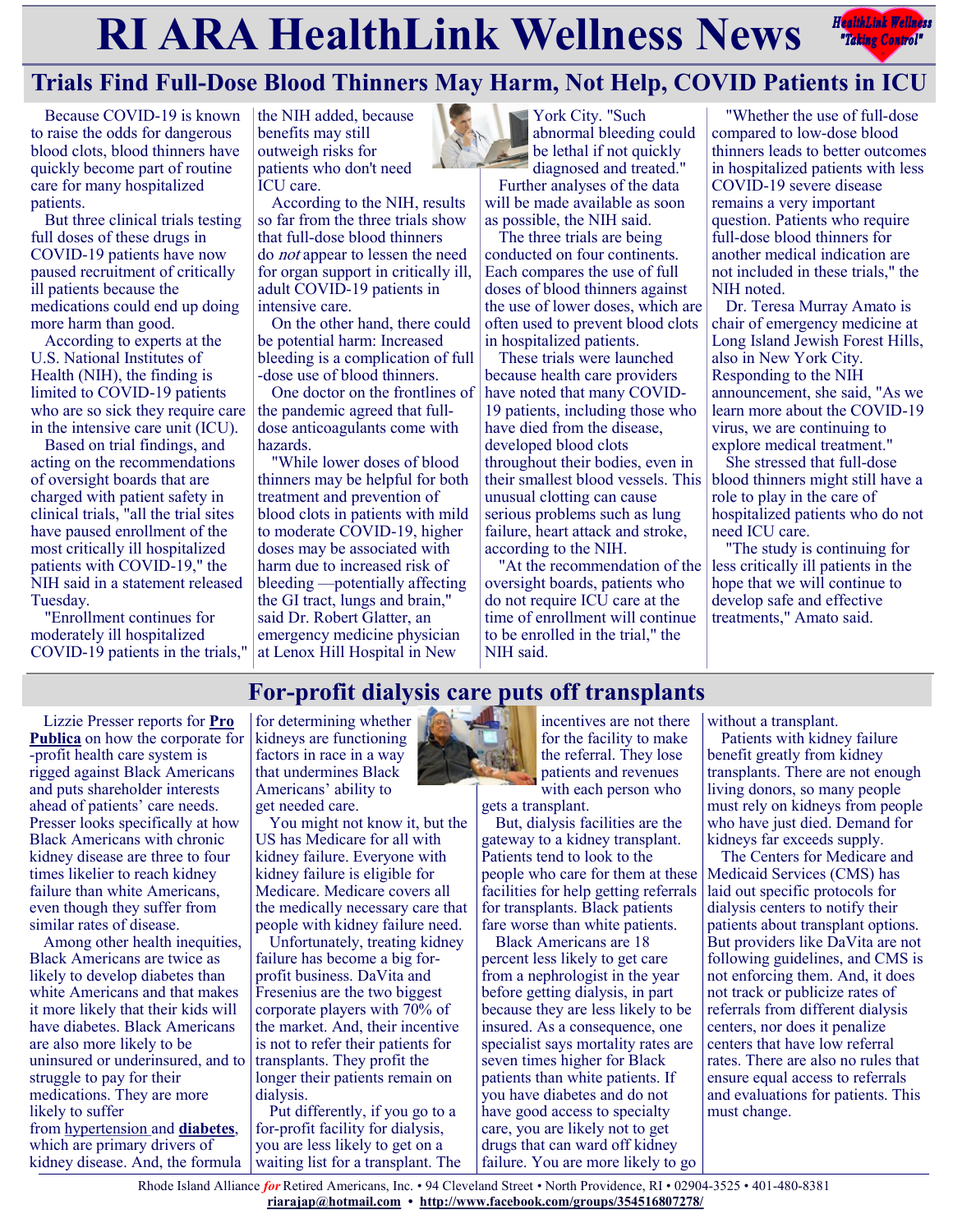# RI ARA HealthLink Wellness News

## Trials Find Full-Dose Blood Thinners May Harm, Not Help, COVID Patients in ICU

Because COVID-19 is known to raise the odds for dangerous blood clots, blood thinners have quickly become part of routine care for many hospitalized patients.

But three clinical trials testing full doses of these drugs in COVID-19 patients have now paused recruitment of critically ill patients because the medications could end up doing more harm than good.

According to experts at the U.S. National Institutes of Health (NIH), the finding is limited to COVID-19 patients who are so sick they require care in the intensive care unit (ICU).

Based on trial findings, and acting on the recommendations of oversight boards that are charged with patient safety in clinical trials, "all the trial sites have paused enrollment of the most critically ill hospitalized patients with COVID-19," the NIH said in a statement released Tuesday.

"Enrollment continues for moderately ill hospitalized COVID-19 patients in the trials," the NIH added, because benefits may still outweigh risks for patients who don't need ICU care.

According to the NIH, results so far from the three trials show that full-dose blood thinners do *not* appear to lessen the need for organ support in critically ill, adult COVID-19 patients in intensive care.

On the other hand, there could be potential harm: Increased bleeding is a complication of full-dose use of blood thinners.

One doctor on the frontlines of the pandemic agreed that full-dose anticoagulants come with hazards.

"While lower doses of blood thinners may be helpful for both treatment and prevention of blood clots in patients with mild to moderate COVID-19, higher doses may be associated with harm due to increased risk of bleeding —potentially affecting the GI tract, lungs and brain," said Dr. Robert Glatter, an emergency medicine physician at Lenox Hill Hospital in New York City. "Such abnormal bleeding could be lethal if not quickly diagnosed and treated."

Further analyses of the data will be made available as soon as possible, the NIH said.

The three trials are being conducted on four continents. Each compares the use of full doses of blood thinners against the use of lower doses, which are often used to prevent blood clots in hospitalized patients.

These trials were launched because health care providers have noted that many COVID-19 patients, including those who have died from the disease, developed blood clots throughout their bodies, even in their smallest blood vessels. This unusual clotting can cause serious problems such as lung failure, heart attack and stroke, according to the NIH.

"At the recommendation of the oversight boards, patients who do not require ICU care at the time of enrollment will continue to be enrolled in the trial," the NIH said.

"Whether the use of full-dose compared to low-dose blood thinners leads to better outcomes in hospitalized patients with less COVID-19 severe disease remains a very important question. Patients who require full-dose blood thinners for another medical indication are not included in these trials," the NIH noted.

Dr. Teresa Murray Amato is chair of emergency medicine at Long Island Jewish Forest Hills, also in New York City. Responding to the NIH announcement, she said, "As we learn more about the COVID-19 virus, we are continuing to explore medical treatment."

She stressed that full-dose blood thinners might still have a role to play in the care of hospitalized patients who do not need ICU care.

"The study is continuing for less critically ill patients in the hope that we will continue to develop safe and effective treatments," Amato said.

## For-profit dialysis care puts off transplants

Lizzie Presser reports for **Pro Publica** on how the corporate for-profit health care system is rigged against Black Americans and puts shareholder interests ahead of patients' care needs. Presser looks specifically at how Black Americans with chronic kidney disease are three to four times likelier to reach kidney failure than white Americans, even though they suffer from similar rates of disease.

Among other health inequities, Black Americans are twice as likely to develop diabetes than white Americans and that makes it more likely that their kids will have diabetes. Black Americans are also more likely to be uninsured or underinsured, and to struggle to pay for their medications. They are more likely to suffer from hypertension and **diabetes**, which are primary drivers of kidney disease. And, the formula for determining whether kidneys are functioning factors in race in a way that undermines Black Americans' ability to get needed care.

You might not know it, but the US has Medicare for all with kidney failure. Everyone with kidney failure is eligible for Medicare. Medicare covers all the medically necessary care that people with kidney failure need.

Unfortunately, treating kidney failure has become a big for-profit business. DaVita and Fresenius are the two biggest corporate players with 70% of the market. And, their incentive is not to refer their patients for transplants. They profit the longer their patients remain on dialysis.

Put differently, if you go to a for-profit facility for dialysis, you are less likely to get on a waiting list for a transplant. The incentives are not there for the facility to make the referral. They lose patients and revenues with each person who gets a transplant.

But, dialysis facilities are the gateway to a kidney transplant. Patients tend to look to the people who care for them at these facilities for help getting referrals for transplants. Black patients fare worse than white patients.

Black Americans are 18 percent less likely to get care from a nephrologist in the year before getting dialysis, in part because they are less likely to be insured. As a consequence, one specialist says mortality rates are seven times higher for Black patients than white patients. If you have diabetes and do not have good access to specialty care, you are likely not to get drugs that can ward off kidney failure. You are more likely to go without a transplant.

Patients with kidney failure benefit greatly from kidney transplants. There are not enough living donors, so many people must rely on kidneys from people who have just died. Demand for kidneys far exceeds supply.

The Centers for Medicare and Medicaid Services (CMS) has laid out specific protocols for dialysis centers to notify their patients about transplant options. But providers like DaVita are not following guidelines, and CMS is not enforcing them. And, it does not track or publicize rates of referrals from different dialysis centers, nor does it penalize centers that have low referral rates. There are also no rules that ensure equal access to referrals and evaluations for patients. This must change.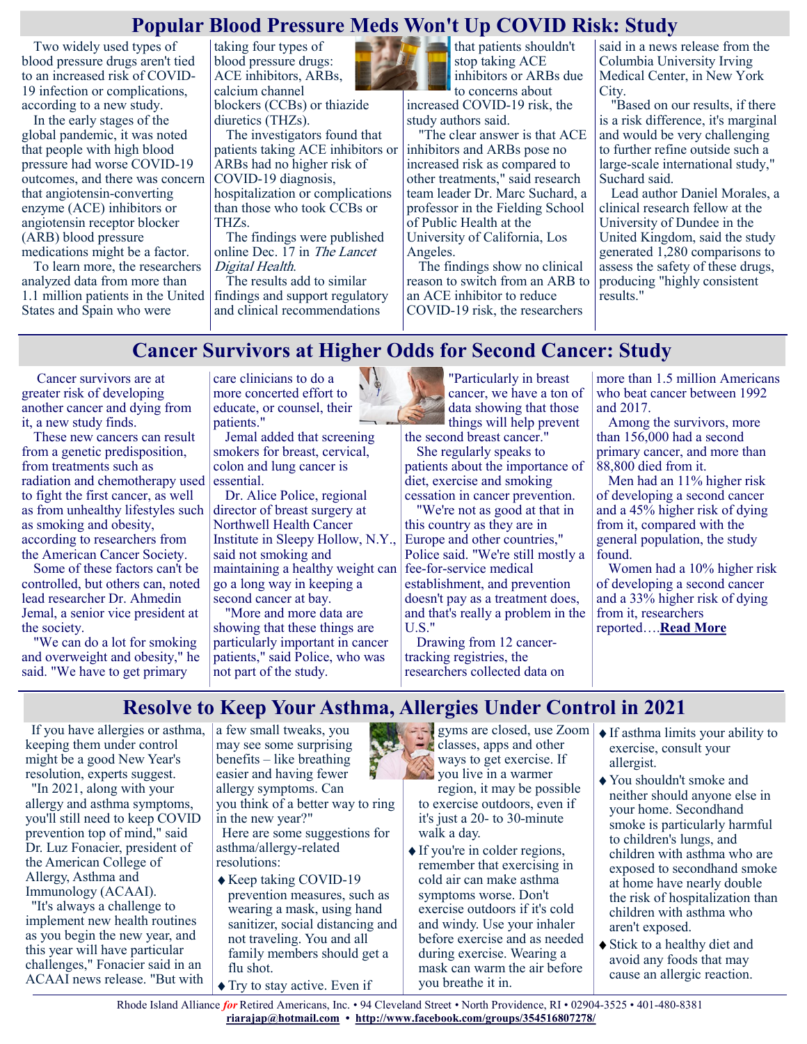## Popular Blood Pressure Meds Won't Up COVID Risk: Study

Two widely used types of blood pressure drugs aren't tied to an increased risk of COVID-19 infection or complications, according to a new study.

In the early stages of the global pandemic, it was noted that people with high blood pressure had worse COVID-19 outcomes, and there was concern that angiotensin-converting enzyme (ACE) inhibitors or angiotensin receptor blocker (ARB) blood pressure medications might be a factor.

To learn more, the researchers analyzed data from more than 1.1 million patients in the United States and Spain who were taking four types of blood pressure drugs: ACE inhibitors, ARBs, calcium channel blockers (CCBs) or thiazide diuretics (THZs).

The investigators found that patients taking ACE inhibitors or ARBs had no higher risk of COVID-19 diagnosis, hospitalization or complications than those who took CCBs or THZs.

The findings were published online Dec. 17 in *The Lancet Digital Health*.

The results add to similar findings and support regulatory and clinical recommendations that patients shouldn't stop taking ACE inhibitors or ARBs due to concerns about increased COVID-19 risk, the study authors said.

"The clear answer is that ACE inhibitors and ARBs pose no increased risk as compared to other treatments," said research team leader Dr. Marc Suchard, a professor in the Fielding School of Public Health at the University of California, Los Angeles.

The findings show no clinical reason to switch from an ARB to an ACE inhibitor to reduce COVID-19 risk, the researchers said in a news release from the Columbia University Irving Medical Center, in New York City.

"Based on our results, if there is a risk difference, it's marginal and would be very challenging to further refine outside such a large-scale international study," Suchard said.

Lead author Daniel Morales, a clinical research fellow at the University of Dundee in the United Kingdom, said the study generated 1,280 comparisons to assess the safety of these drugs, producing "highly consistent results."

## Cancer Survivors at Higher Odds for Second Cancer: Study

Cancer survivors are at greater risk of developing another cancer and dying from it, a new study finds.

These new cancers can result from a genetic predisposition, from treatments such as radiation and chemotherapy used to fight the first cancer, as well as from unhealthy lifestyles such as smoking and obesity, according to researchers from the American Cancer Society.

Some of these factors can't be controlled, but others can, noted lead researcher Dr. Ahmedin Jemal, a senior vice president at the society.

"We can do a lot for smoking and overweight and obesity," he said. "We have to get primary care clinicians to do a more concerted effort to educate, or counsel, their patients."

Jemal added that screening smokers for breast, cervical, colon and lung cancer is essential.

Dr. Alice Police, regional director of breast surgery at Northwell Health Cancer Institute in Sleepy Hollow, N.Y., said not smoking and maintaining a healthy weight can go a long way in keeping a second cancer at bay.

"More and more data are showing that these things are particularly important in cancer patients," said Police, who was not part of the study. "Particularly in breast cancer, we have a ton of data showing that those things will help prevent the second breast cancer."

She regularly speaks to patients about the importance of diet, exercise and smoking cessation in cancer prevention.

"We're not as good at that in this country as they are in Europe and other countries," Police said. "We're still mostly a fee-for-service medical establishment, and prevention doesn't pay as a treatment does, and that's really a problem in the U.S."

Drawing from 12 cancer-tracking registries, the researchers collected data on more than 1.5 million Americans who beat cancer between 1992 and 2017.

Among the survivors, more than 156,000 had a second primary cancer, and more than 88,800 died from it.

Men had an 11% higher risk of developing a second cancer and a 45% higher risk of dying from it, compared with the general population, the study found.

Women had a 10% higher risk of developing a second cancer and a 33% higher risk of dying from it, researchers reported….**Read More**

## Resolve to Keep Your Asthma, Allergies Under Control in 2021

If you have allergies or asthma, keeping them under control might be a good New Year's resolution, experts suggest.

"In 2021, along with your allergy and asthma symptoms, you'll still need to keep COVID prevention top of mind," said Dr. Luz Fonacier, president of the American College of Allergy, Asthma and Immunology (ACAAI).

"It's always a challenge to implement new health routines as you begin the new year, and this year will have particular challenges," Fonacier said in an ACAAI news release. "But with a few small tweaks, you may see some surprising benefits – like breathing easier and having fewer allergy symptoms. Can you think of a better way to ring in the new year?"

Here are some suggestions for asthma/allergy-related resolutions:

- Keep taking COVID-19 prevention measures, such as wearing a mask, using hand sanitizer, social distancing and not traveling. You and all family members should get a flu shot.
- Try to stay active. Even if gyms are closed, use Zoom classes, apps and other ways to get exercise. If you live in a warmer region, it may be possible to exercise outdoors, even if it's just a 20- to 30-minute walk a day.
- If you're in colder regions, remember that exercising in cold air can make asthma symptoms worse. Don't exercise outdoors if it's cold and windy. Use your inhaler before exercise and as needed during exercise. Wearing a mask can warm the air before you breathe it in.
- If asthma limits your ability to exercise, consult your allergist.
- You shouldn't smoke and neither should anyone else in your home. Secondhand smoke is particularly harmful to children's lungs, and children with asthma who are exposed to secondhand smoke at home have nearly double the risk of hospitalization than children with asthma who aren't exposed.
- Stick to a healthy diet and avoid any foods that may cause an allergic reaction.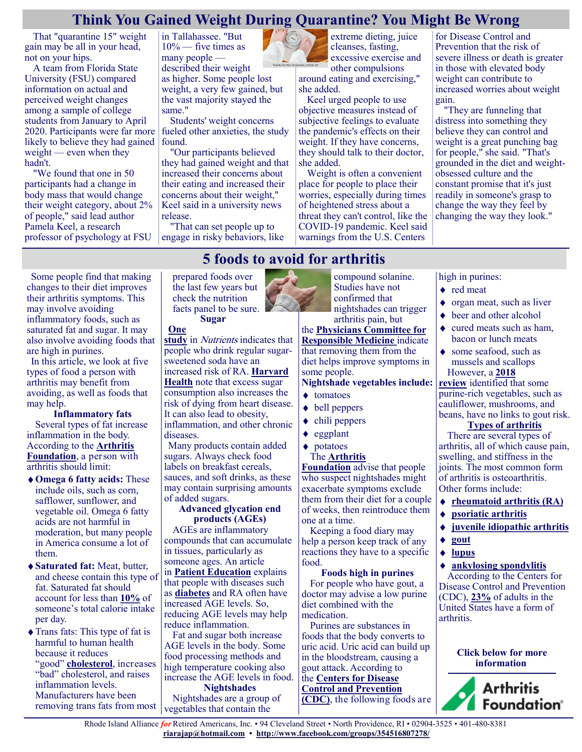# Think You Gained Weight During Quarantine? You Might Be Wrong

That "quarantine 15" weight gain may be all in your head, not on your hips.

A team from Florida State University (FSU) compared information on actual and perceived weight changes among a sample of college students from January to April 2020. Participants were far more likely to believe they had gained weight — even when they hadn't.

"We found that one in 50 participants had a change in body mass that would change their weight category, about 2% of people," said lead author Pamela Keel, a research professor of psychology at FSU in Tallahassee. "But 10% — five times as many people — described their weight as higher. Some people lost weight, a very few gained, but the vast majority stayed the same."

Students' weight concerns fueled other anxieties, the study found.

"Our participants believed they had gained weight and that increased their concerns about their eating and increased their concerns about their weight," Keel said in a university news release.

"That can set people up to engage in risky behaviors, like extreme dieting, juice cleanses, fasting, excessive exercise and other compulsions around eating and exercising," she added.

Keel urged people to use objective measures instead of subjective feelings to evaluate the pandemic's effects on their weight. If they have concerns, they should talk to their doctor, she added.

Weight is often a convenient place for people to place their worries, especially during times of heightened stress about a threat they can't control, like the COVID-19 pandemic. Keel said warnings from the U.S. Centers for Disease Control and Prevention that the risk of severe illness or death is greater in those with elevated body weight can contribute to increased worries about weight gain.

"They are funneling that distress into something they believe they can control and weight is a great punching bag for people," she said. "That's grounded in the diet and weight-obsessed culture and the constant promise that it's just readily in someone's grasp to change the way they feel by changing the way they look."

# 5 foods to avoid for arthritis

Some people find that making changes to their diet improves their arthritis symptoms. This may involve avoiding inflammatory foods, such as saturated fat and sugar. It may also involve avoiding foods that are high in purines.

In this article, we look at five types of food a person with arthritis may benefit from avoiding, as well as foods that may help.

### Inflammatory fats

Several types of fat increase inflammation in the body. According to the **Arthritis Foundation**, a person with arthritis should limit:

- **Omega 6 fatty acids:** These include oils, such as corn, safflower, sunflower, and vegetable oil. Omega 6 fatty acids are not harmful in moderation, but many people in America consume a lot of them.
- **Saturated fat:** Meat, butter, and cheese contain this type of fat. Saturated fat should account for less than **10%** of someone's total calorie intake per day.
- Trans fats: This type of fat is harmful to human health because it reduces "good" **cholesterol**, increases "bad" cholesterol, and raises inflammation levels. Manufacturers have been removing trans fats from most prepared foods over the last few years but check the nutrition facts panel to be sure.

### Sugar

**One study** in *Nutrients* indicates that people who drink regular sugar-sweetened soda have an increased risk of RA. **Harvard Health** note that excess sugar consumption also increases the risk of dying from heart disease. It can also lead to obesity, inflammation, and other chronic diseases.

Many products contain added sugars. Always check food labels on breakfast cereals, sauces, and soft drinks, as these may contain surprising amounts of added sugars.

### Advanced glycation end products (AGEs)

AGEs are inflammatory compounds that can accumulate in tissues, particularly as someone ages. An article in **Patient Education** explains that people with diseases such as **diabetes** and RA often have increased AGE levels. So, reducing AGE levels may help reduce inflammation.

Fat and sugar both increase AGE levels in the body. Some food processing methods and high temperature cooking also increase the AGE levels in food.

### Nightshades

Nightshades are a group of vegetables that contain the compound solanine. Studies have not confirmed that nightshades can trigger arthritis pain, but the **Physicians Committee for Responsible Medicine** indicate that removing them from the diet helps improve symptoms in some people.

**Nightshade vegetables include:**

- tomatoes
- bell peppers
- chili peppers
- eggplant
- potatoes

The **Arthritis Foundation** advise that people who suspect nightshades might exacerbate symptoms exclude them from their diet for a couple of weeks, then reintroduce them one at a time.

Keeping a food diary may help a person keep track of any reactions they have to a specific food.

### Foods high in purines

For people who have gout, a doctor may advise a low purine diet combined with the medication.

Purines are substances in foods that the body converts to uric acid. Uric acid can build up in the bloodstream, causing a gout attack. According to the **Centers for Disease Control and Prevention (CDC)**, the following foods are high in purines:

- red meat
- organ meat, such as liver
- beer and other alcohol
- cured meats such as ham, bacon or lunch meats
- some seafood, such as mussels and scallops

However, a **2018 review** identified that some purine-rich vegetables, such as cauliflower, mushrooms, and beans, have no links to gout risk.

### Types of arthritis

There are several types of arthritis, all of which cause pain, swelling, and stiffness in the joints. The most common form of arthritis is osteoarthritis. Other forms include:

- **rheumatoid arthritis (RA)**
- **psoriatic arthritis**
- **juvenile idiopathic arthritis**
- **gout**
- **lupus**
- **ankylosing spondylitis**

According to the Centers for Disease Control and Prevention (CDC), **23%** of adults in the United States have a form of arthritis.

**Click below for more information**

Arthritis Foundation

Rhode Island Alliance *for* Retired Americans, Inc. • 94 Cleveland Street • North Providence, RI • 02904-3525 • 401-480-8381
**riarajap@hotmail.com** • **http://www.facebook.com/groups/354516807278/**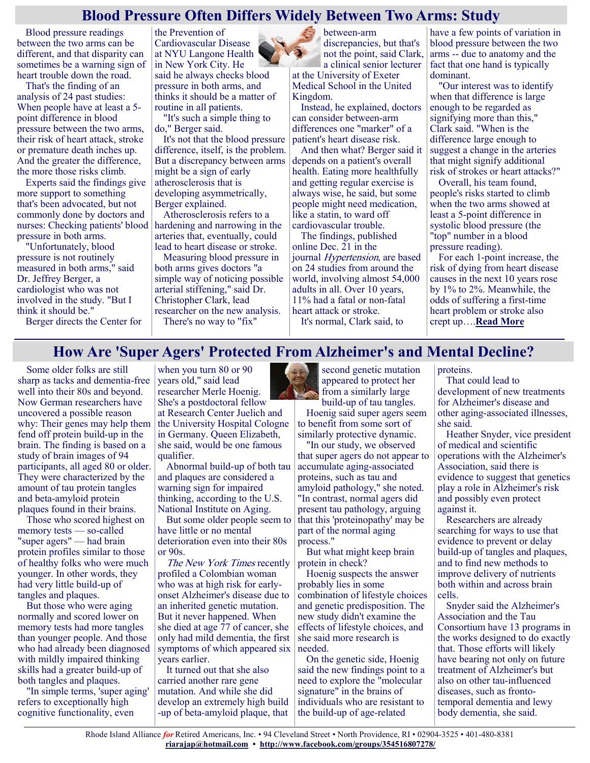# Blood Pressure Often Differs Widely Between Two Arms: Study

Blood pressure readings between the two arms can be different, and that disparity can sometimes be a warning sign of heart trouble down the road.

That's the finding of an analysis of 24 past studies: When people have at least a 5-point difference in blood pressure between the two arms, their risk of heart attack, stroke or premature death inches up. And the greater the difference, the more those risks climb.

Experts said the findings give more support to something that's been advocated, but not commonly done by doctors and nurses: Checking patients' blood pressure in both arms.

"Unfortunately, blood pressure is not routinely measured in both arms," said Dr. Jeffrey Berger, a cardiologist who was not involved in the study. "But I think it should be."

Berger directs the Center for the Prevention of Cardiovascular Disease at NYU Langone Health in New York City. He said he always checks blood pressure in both arms, and thinks it should be a matter of routine in all patients.

"It's such a simple thing to do," Berger said.

It's not that the blood pressure difference, itself, is the problem. But a discrepancy between arms might be a sign of early atherosclerosis that is developing asymmetrically, Berger explained.

Atherosclerosis refers to a hardening and narrowing in the arteries that, eventually, could lead to heart disease or stroke.

Measuring blood pressure in both arms gives doctors "a simple way of noticing possible arterial stiffening," said Dr. Christopher Clark, lead researcher on the new analysis.

There's no way to "fix" between-arm discrepancies, but that's not the point, said Clark, a clinical senior lecturer at the University of Exeter Medical School in the United Kingdom.

Instead, he explained, doctors can consider between-arm differences one "marker" of a patient's heart disease risk.

And then what? Berger said it depends on a patient's overall health. Eating more healthfully and getting regular exercise is always wise, he said, but some people might need medication, like a statin, to ward off cardiovascular trouble.

The findings, published online Dec. 21 in the journal *Hypertension*, are based on 24 studies from around the world, involving almost 54,000 adults in all. Over 10 years, 11% had a fatal or non-fatal heart attack or stroke.

It's normal, Clark said, to have a few points of variation in blood pressure between the two arms -- due to anatomy and the fact that one hand is typically dominant.

"Our interest was to identify when that difference is large enough to be regarded as signifying more than this," Clark said. "When is the difference large enough to suggest a change in the arteries that might signify additional risk of strokes or heart attacks?"

Overall, his team found, people's risks started to climb when the two arms showed at least a 5-point difference in systolic blood pressure (the "top" number in a blood pressure reading).

For each 1-point increase, the risk of dying from heart disease causes in the next 10 years rose by 1% to 2%. Meanwhile, the odds of suffering a first-time heart problem or stroke also crept up….**Read More**

# How Are 'Super Agers' Protected From Alzheimer's and Mental Decline?

Some older folks are still sharp as tacks and dementia-free well into their 80s and beyond. Now German researchers have uncovered a possible reason why: Their genes may help them fend off protein build-up in the brain. The finding is based on a study of brain images of 94 participants, all aged 80 or older. They were characterized by the amount of tau protein tangles and beta-amyloid protein plaques found in their brains.

Those who scored highest on memory tests — so-called "super agers" — had brain protein profiles similar to those of healthy folks who were much younger. In other words, they had very little build-up of tangles and plaques.

But those who were aging normally and scored lower on memory tests had more tangles than younger people. And those who had already been diagnosed with mildly impaired thinking skills had a greater build-up of both tangles and plaques.

"In simple terms, 'super aging' refers to exceptionally high cognitive functionality, even when you turn 80 or 90 years old," said lead researcher Merle Hoenig. She's a postdoctoral fellow at Research Center Juelich and the University Hospital Cologne in Germany. Queen Elizabeth, she said, would be one famous qualifier.

Abnormal build-up of both tau and plaques are considered a warning sign for impaired thinking, according to the U.S. National Institute on Aging.

But some older people seem to have little or no mental deterioration even into their 80s or 90s.

*The New York Times* recently profiled a Colombian woman who was at high risk for early-onset Alzheimer's disease due to an inherited genetic mutation. But it never happened. When she died at age 77 of cancer, she only had mild dementia, the first symptoms of which appeared six years earlier.

It turned out that she also carried another rare gene mutation. And while she did develop an extremely high build-up of beta-amyloid plaque, that second genetic mutation appeared to protect her from a similarly large build-up of tau tangles.

Hoenig said super agers seem to benefit from some sort of similarly protective dynamic.

"In our study, we observed that super agers do not appear to accumulate aging-associated proteins, such as tau and amyloid pathology," she noted. "In contrast, normal agers did present tau pathology, arguing that this 'proteinopathy' may be part of the normal aging process."

But what might keep brain protein in check?

Hoenig suspects the answer probably lies in some combination of lifestyle choices and genetic predisposition. The new study didn't examine the effects of lifestyle choices, and she said more research is needed.

On the genetic side, Hoenig said the new findings point to a need to explore the "molecular signature" in the brains of individuals who are resistant to the build-up of age-related proteins.

That could lead to development of new treatments for Alzheimer's disease and other aging-associated illnesses, she said.

Heather Snyder, vice president of medical and scientific operations with the Alzheimer's Association, said there is evidence to suggest that genetics play a role in Alzheimer's risk and possibly even protect against it.

Researchers are already searching for ways to use that evidence to prevent or delay build-up of tangles and plaques, and to find new methods to improve delivery of nutrients both within and across brain cells.

Snyder said the Alzheimer's Association and the Tau Consortium have 13 programs in the works designed to do exactly that. Those efforts will likely have bearing not only on future treatment of Alzheimer's but also on other tau-influenced diseases, such as fronto-temporal dementia and lewy body dementia, she said.

Rhode Island Alliance *for* Retired Americans, Inc. • 94 Cleveland Street • North Providence, RI • 02904-3525 • 401-480-8381
**riarajap@hotmail.com** • **http://www.facebook.com/groups/354516807278/**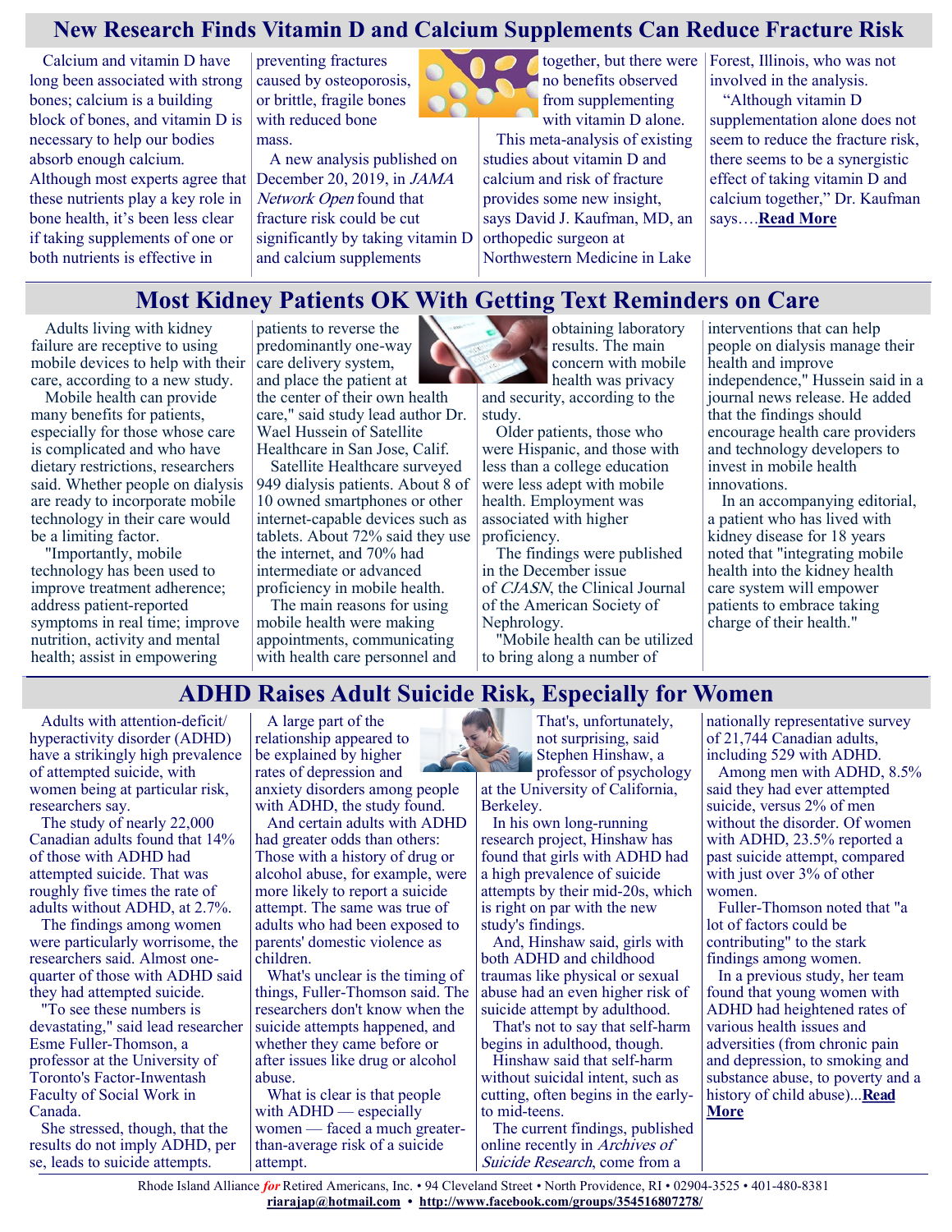## New Research Finds Vitamin D and Calcium Supplements Can Reduce Fracture Risk

Calcium and vitamin D have long been associated with strong bones; calcium is a building block of bones, and vitamin D is necessary to help our bodies absorb enough calcium. Although most experts agree that these nutrients play a key role in bone health, it's been less clear if taking supplements of one or both nutrients is effective in preventing fractures caused by osteoporosis, or brittle, fragile bones with reduced bone mass.

A new analysis published on December 20, 2019, in *JAMA Network Open* found that fracture risk could be cut significantly by taking vitamin D and calcium supplements together, but there were no benefits observed from supplementing with vitamin D alone.

This meta-analysis of existing studies about vitamin D and calcium and risk of fracture provides some new insight, says David J. Kaufman, MD, an orthopedic surgeon at Northwestern Medicine in Lake Forest, Illinois, who was not involved in the analysis.

"Although vitamin D supplementation alone does not seem to reduce the fracture risk, there seems to be a synergistic effect of taking vitamin D and calcium together," Dr. Kaufman says….**Read More**

## Most Kidney Patients OK With Getting Text Reminders on Care

Adults living with kidney failure are receptive to using mobile devices to help with their care, according to a new study.

Mobile health can provide many benefits for patients, especially for those whose care is complicated and who have dietary restrictions, researchers said. Whether people on dialysis are ready to incorporate mobile technology in their care would be a limiting factor.

"Importantly, mobile technology has been used to improve treatment adherence; address patient-reported symptoms in real time; improve nutrition, activity and mental health; assist in empowering patients to reverse the predominantly one-way care delivery system, and place the patient at the center of their own health care," said study lead author Dr. Wael Hussein of Satellite Healthcare in San Jose, Calif.

Satellite Healthcare surveyed 949 dialysis patients. About 8 of 10 owned smartphones or other internet-capable devices such as tablets. About 72% said they use the internet, and 70% had intermediate or advanced proficiency in mobile health.

The main reasons for using mobile health were making appointments, communicating with health care personnel and obtaining laboratory results. The main concern with mobile health was privacy and security, according to the study.

Older patients, those who were Hispanic, and those with less than a college education were less adept with mobile health. Employment was associated with higher proficiency.

The findings were published in the December issue of *CJASN*, the Clinical Journal of the American Society of Nephrology.

"Mobile health can be utilized to bring along a number of interventions that can help people on dialysis manage their health and improve independence," Hussein said in a journal news release. He added that the findings should encourage health care providers and technology developers to invest in mobile health innovations.

In an accompanying editorial, a patient who has lived with kidney disease for 18 years noted that "integrating mobile health into the kidney health care system will empower patients to embrace taking charge of their health."

## ADHD Raises Adult Suicide Risk, Especially for Women

Adults with attention-deficit/hyperactivity disorder (ADHD) have a strikingly high prevalence of attempted suicide, with women being at particular risk, researchers say.

The study of nearly 22,000 Canadian adults found that 14% of those with ADHD had attempted suicide. That was roughly five times the rate of adults without ADHD, at 2.7%.

The findings among women were particularly worrisome, the researchers said. Almost one-quarter of those with ADHD said they had attempted suicide.

"To see these numbers is devastating," said lead researcher Esme Fuller-Thomson, a professor at the University of Toronto's Factor-Inwentash Faculty of Social Work in Canada.

She stressed, though, that the results do not imply ADHD, per se, leads to suicide attempts.

A large part of the relationship appeared to be explained by higher rates of depression and anxiety disorders among people with ADHD, the study found.

And certain adults with ADHD had greater odds than others: Those with a history of drug or alcohol abuse, for example, were more likely to report a suicide attempt. The same was true of adults who had been exposed to parents' domestic violence as children.

What's unclear is the timing of things, Fuller-Thomson said. The researchers don't know when the suicide attempts happened, and whether they came before or after issues like drug or alcohol abuse.

What is clear is that people with ADHD — especially women — faced a much greater-than-average risk of a suicide attempt.

That's, unfortunately, not surprising, said Stephen Hinshaw, a professor of psychology at the University of California, Berkeley.

In his own long-running research project, Hinshaw has found that girls with ADHD had a high prevalence of suicide attempts by their mid-20s, which is right on par with the new study's findings.

And, Hinshaw said, girls with both ADHD and childhood traumas like physical or sexual abuse had an even higher risk of suicide attempt by adulthood.

That's not to say that self-harm begins in adulthood, though.

Hinshaw said that self-harm without suicidal intent, such as cutting, often begins in the early- to mid-teens.

The current findings, published online recently in *Archives of Suicide Research*, come from a nationally representative survey of 21,744 Canadian adults, including 529 with ADHD.

Among men with ADHD, 8.5% said they had ever attempted suicide, versus 2% of men without the disorder. Of women with ADHD, 23.5% reported a past suicide attempt, compared with just over 3% of other women.

Fuller-Thomson noted that "a lot of factors could be contributing" to the stark findings among women.

In a previous study, her team found that young women with ADHD had heightened rates of various health issues and adversities (from chronic pain and depression, to smoking and substance abuse, to poverty and a history of child abuse)...**Read More**

Rhode Island Alliance *for* Retired Americans, Inc. • 94 Cleveland Street • North Providence, RI • 02904-3525 • 401-480-8381
riarajap@hotmail.com • http://www.facebook.com/groups/354516807278/